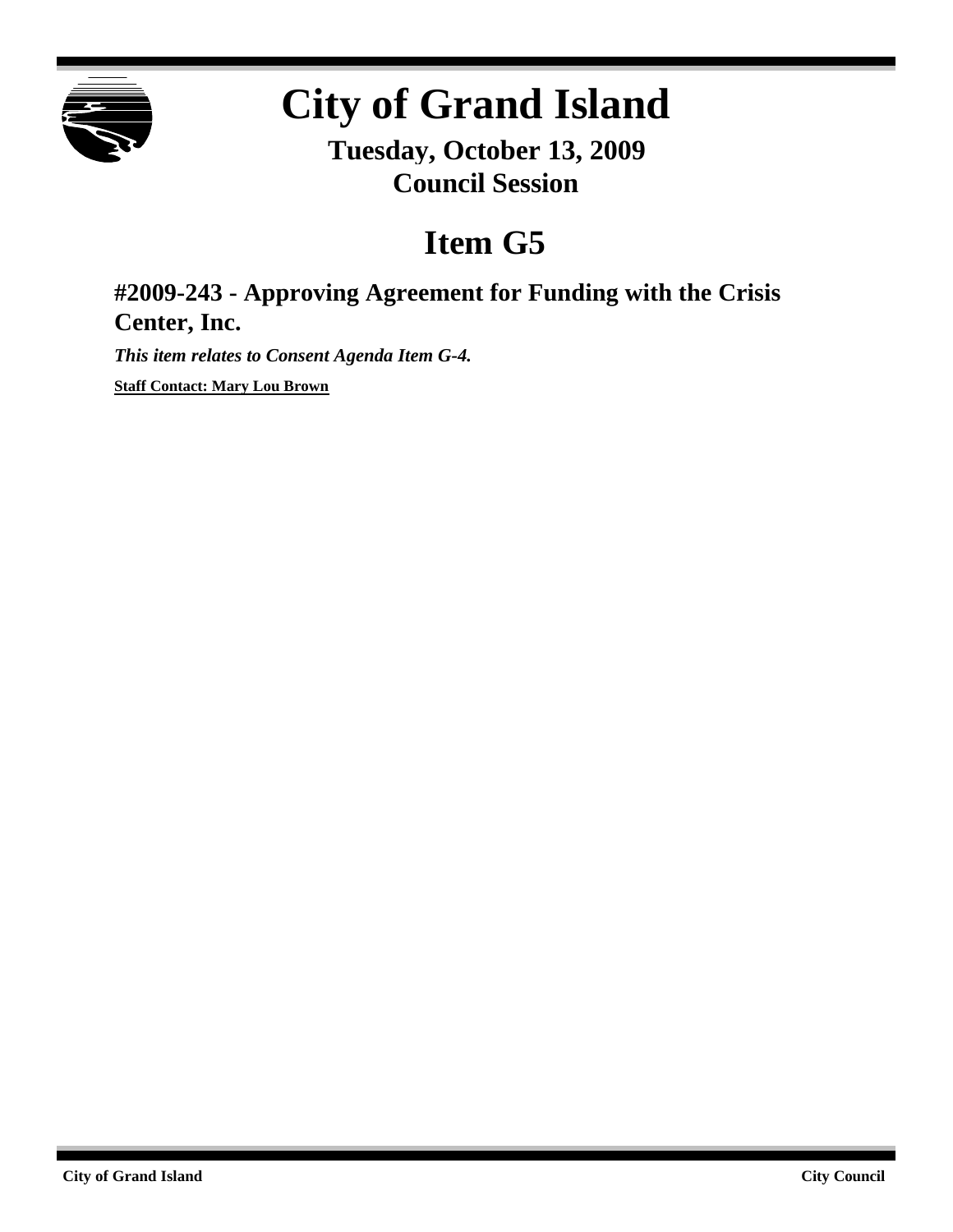# City of Grand Island

**Tuesday, October 13, 2009**
**Council Session**

## Item G5

### #2009-243 - Approving Agreement for Funding with the Crisis Center, Inc.

***This item relates to Consent Agenda Item G-4.***

**Staff Contact: Mary Lou Brown**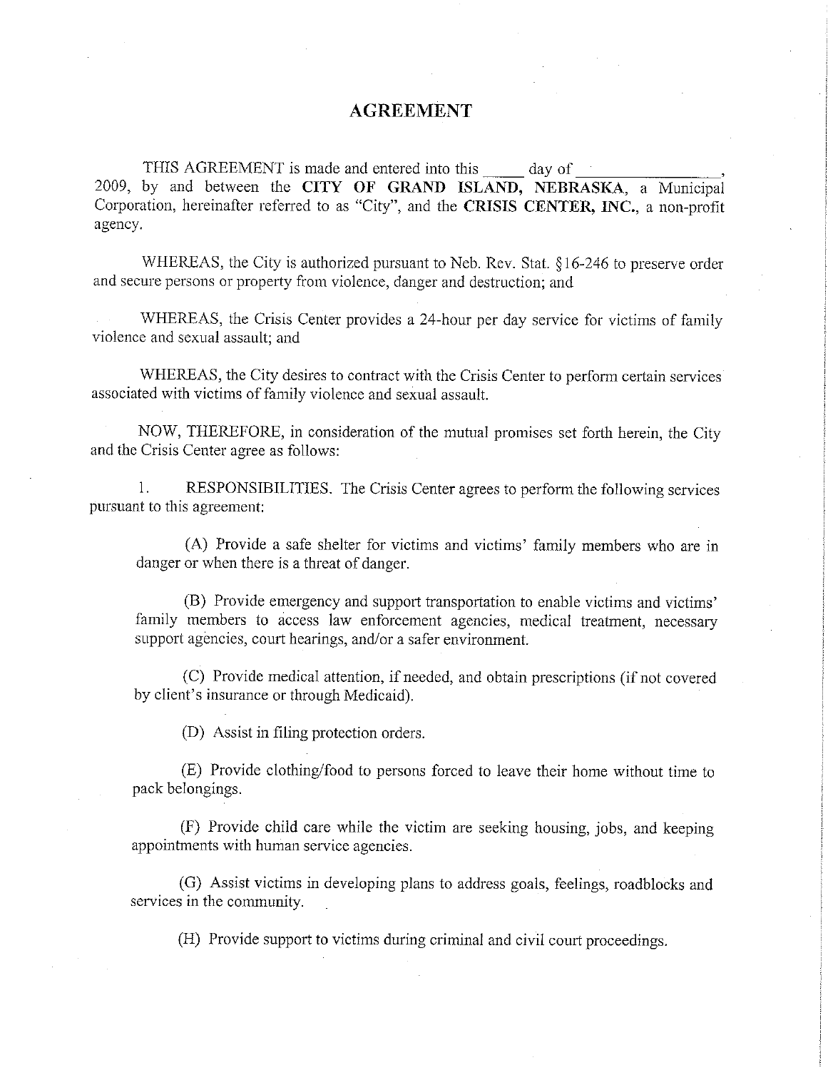# AGREEMENT

THIS AGREEMENT is made and entered into this _____ day of _________________, 2009, by and between the **CITY OF GRAND ISLAND, NEBRASKA**, a Municipal Corporation, hereinafter referred to as "City", and the **CRISIS CENTER, INC.**, a non-profit agency.

WHEREAS, the City is authorized pursuant to Neb. Rev. Stat. §16-246 to preserve order and secure persons or property from violence, danger and destruction; and

WHEREAS, the Crisis Center provides a 24-hour per day service for victims of family violence and sexual assault; and

WHEREAS, the City desires to contract with the Crisis Center to perform certain services associated with victims of family violence and sexual assault.

NOW, THEREFORE, in consideration of the mutual promises set forth herein, the City and the Crisis Center agree as follows:

1. RESPONSIBILITIES. The Crisis Center agrees to perform the following services pursuant to this agreement:

   (A) Provide a safe shelter for victims and victims' family members who are in danger or when there is a threat of danger.

   (B) Provide emergency and support transportation to enable victims and victims' family members to access law enforcement agencies, medical treatment, necessary support agencies, court hearings, and/or a safer environment.

   (C) Provide medical attention, if needed, and obtain prescriptions (if not covered by client's insurance or through Medicaid).

   (D) Assist in filing protection orders.

   (E) Provide clothing/food to persons forced to leave their home without time to pack belongings.

   (F) Provide child care while the victim are seeking housing, jobs, and keeping appointments with human service agencies.

   (G) Assist victims in developing plans to address goals, feelings, roadblocks and services in the community.

   (H) Provide support to victims during criminal and civil court proceedings.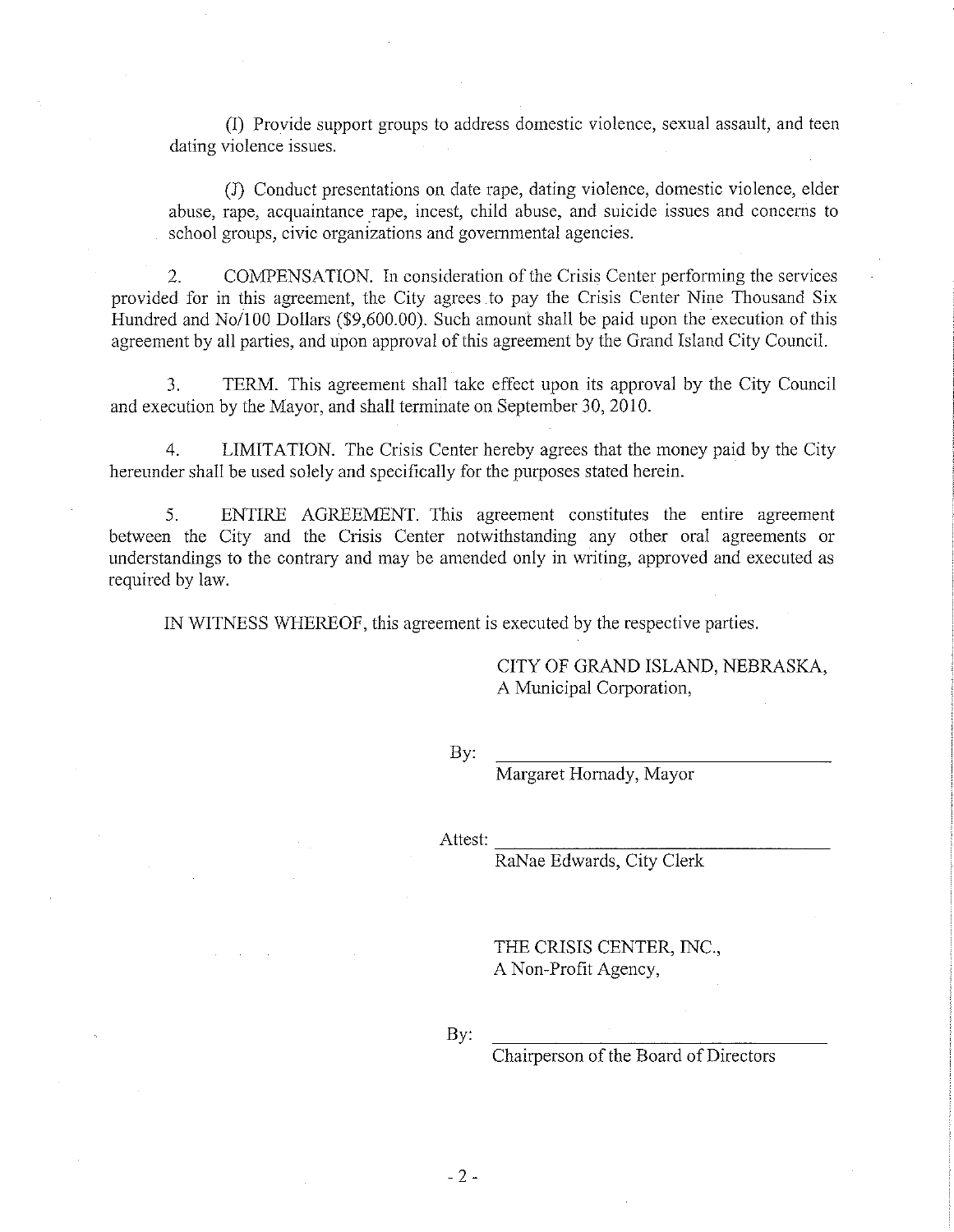(I) Provide support groups to address domestic violence, sexual assault, and teen dating violence issues.

(J) Conduct presentations on date rape, dating violence, domestic violence, elder abuse, rape, acquaintance rape, incest, child abuse, and suicide issues and concerns to school groups, civic organizations and governmental agencies.

2. COMPENSATION. In consideration of the Crisis Center performing the services provided for in this agreement, the City agrees to pay the Crisis Center Nine Thousand Six Hundred and No/100 Dollars ($9,600.00). Such amount shall be paid upon the execution of this agreement by all parties, and upon approval of this agreement by the Grand Island City Council.

3. TERM. This agreement shall take effect upon its approval by the City Council and execution by the Mayor, and shall terminate on September 30, 2010.

4. LIMITATION. The Crisis Center hereby agrees that the money paid by the City hereunder shall be used solely and specifically for the purposes stated herein.

5. ENTIRE AGREEMENT. This agreement constitutes the entire agreement between the City and the Crisis Center notwithstanding any other oral agreements or understandings to the contrary and may be amended only in writing, approved and executed as required by law.

IN WITNESS WHEREOF, this agreement is executed by the respective parties.

CITY OF GRAND ISLAND, NEBRASKA,
A Municipal Corporation,

By: ______________________________
Margaret Hornady, Mayor

Attest: ______________________________
RaNae Edwards, City Clerk

THE CRISIS CENTER, INC.,
A Non-Profit Agency,

By: ______________________________
Chairperson of the Board of Directors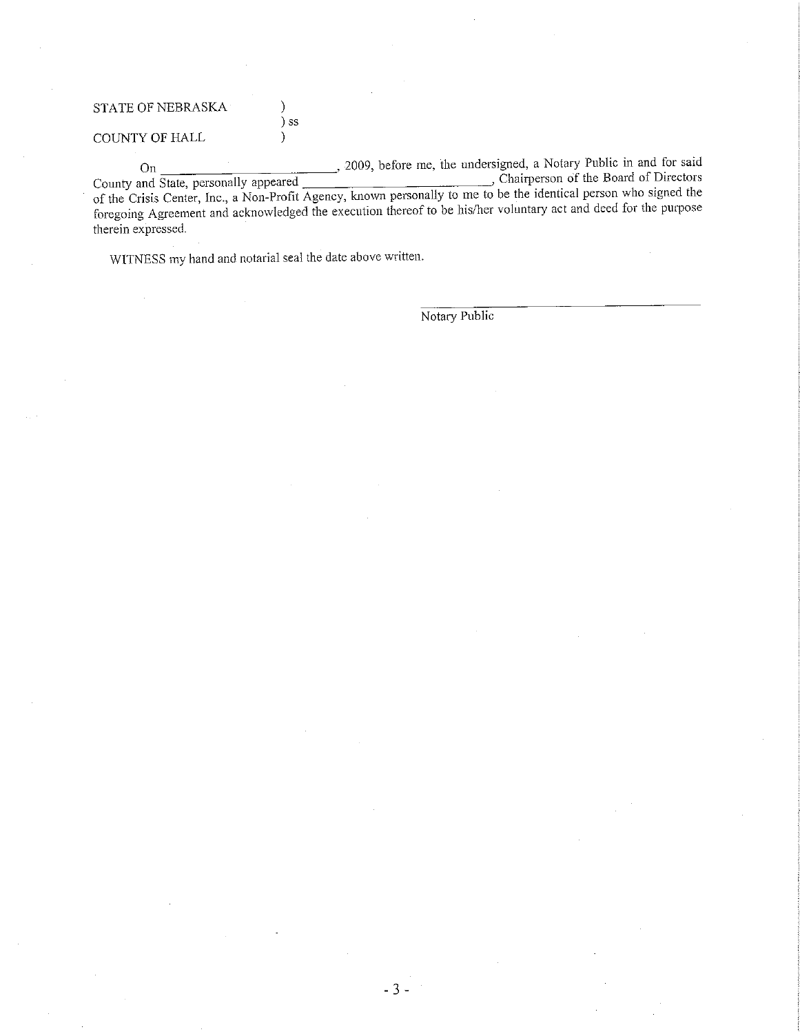STATE OF NEBRASKA )
) ss
COUNTY OF HALL )

On \_\_\_\_\_\_\_\_\_\_\_\_\_\_\_\_\_\_\_\_\_\_\_\_, 2009, before me, the undersigned, a Notary Public in and for said County and State, personally appeared \_\_\_\_\_\_\_\_\_\_\_\_\_\_\_\_\_\_\_\_\_\_\_\_\_\_\_\_\_\_, Chairperson of the Board of Directors of the Crisis Center, Inc., a Non-Profit Agency, known personally to me to be the identical person who signed the foregoing Agreement and acknowledged the execution thereof to be his/her voluntary act and deed for the purpose therein expressed.

WITNESS my hand and notarial seal the date above written.

\_\_\_\_\_\_\_\_\_\_\_\_\_\_\_\_\_\_\_\_\_\_\_\_\_\_\_\_\_\_\_\_\_\_\_\_
Notary Public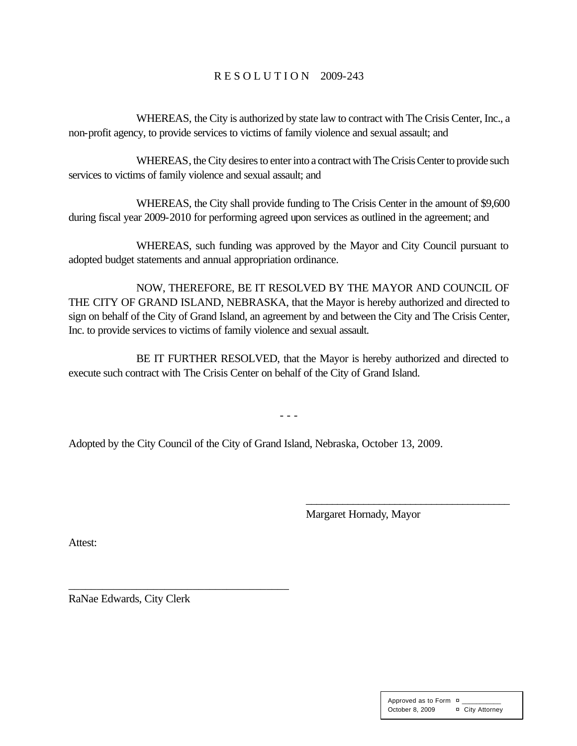# R E S O L U T I O N 2009-243

WHEREAS, the City is authorized by state law to contract with The Crisis Center, Inc., a non-profit agency, to provide services to victims of family violence and sexual assault; and

WHEREAS, the City desires to enter into a contract with The Crisis Center to provide such services to victims of family violence and sexual assault; and

WHEREAS, the City shall provide funding to The Crisis Center in the amount of $9,600 during fiscal year 2009-2010 for performing agreed upon services as outlined in the agreement; and

WHEREAS, such funding was approved by the Mayor and City Council pursuant to adopted budget statements and annual appropriation ordinance.

NOW, THEREFORE, BE IT RESOLVED BY THE MAYOR AND COUNCIL OF THE CITY OF GRAND ISLAND, NEBRASKA, that the Mayor is hereby authorized and directed to sign on behalf of the City of Grand Island, an agreement by and between the City and The Crisis Center, Inc. to provide services to victims of family violence and sexual assault.

BE IT FURTHER RESOLVED, that the Mayor is hereby authorized and directed to execute such contract with The Crisis Center on behalf of the City of Grand Island.

- - -

Adopted by the City Council of the City of Grand Island, Nebraska, October 13, 2009.

_____________________________________
Margaret Hornady, Mayor

Attest:

_____________________________________
RaNae Edwards, City Clerk

Approved as to Form ¤ ___________
October 8, 2009 ¤ City Attorney